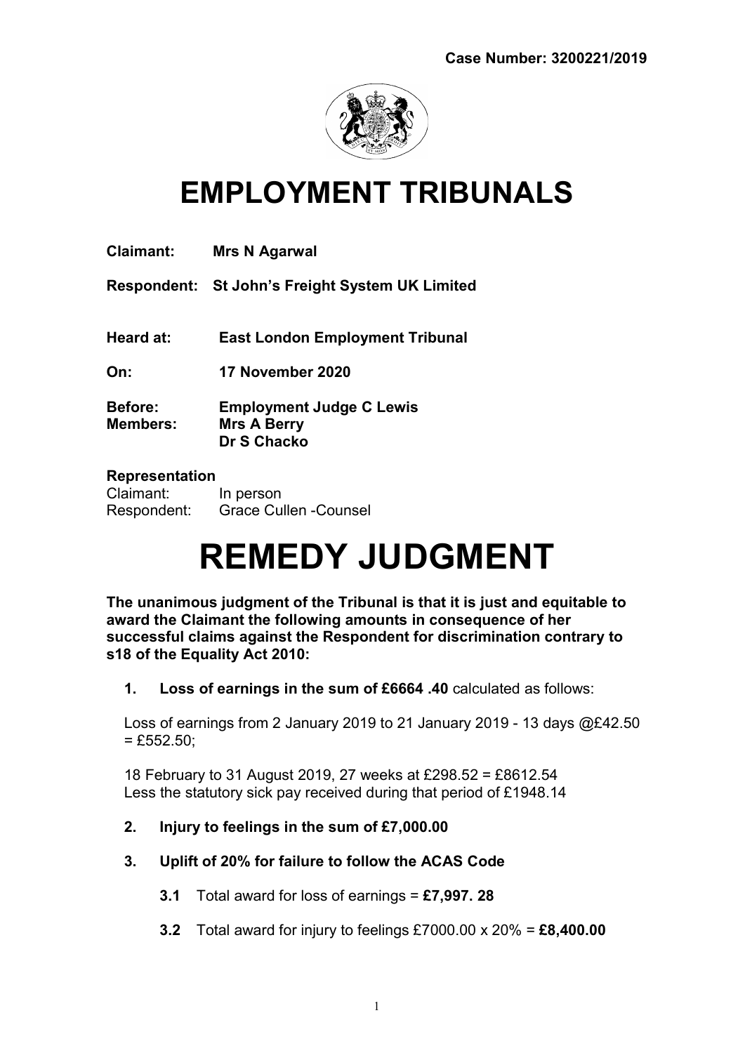Case Number: 3200221/2019

# EMPLOYMENT TRIBUNALS

**Claimant:** **Mrs N Agarwal**

**Respondent:** **St John's Freight System UK Limited**

**Heard at:** **East London Employment Tribunal**

**On:** **17 November 2020**

**Before:** **Employment Judge C Lewis**
**Members:** **Mrs A Berry**
**Dr S Chacko**

**Representation**
Claimant: In person
Respondent: Grace Cullen -Counsel

# REMEDY JUDGMENT

**The unanimous judgment of the Tribunal is that it is just and equitable to award the Claimant the following amounts in consequence of her successful claims against the Respondent for discrimination contrary to s18 of the Equality Act 2010:**

1. **Loss of earnings in the sum of £6664 .40** calculated as follows:

   Loss of earnings from 2 January 2019 to 21 January 2019 - 13 days @£42.50 = £552.50;

   18 February to 31 August 2019, 27 weeks at £298.52 = £8612.54
   Less the statutory sick pay received during that period of £1948.14

2. **Injury to feelings in the sum of £7,000.00**

3. **Uplift of 20% for failure to follow the ACAS Code**

   **3.1** Total award for loss of earnings = **£7,997. 28**

   **3.2** Total award for injury to feelings £7000.00 x 20% = **£8,400.00**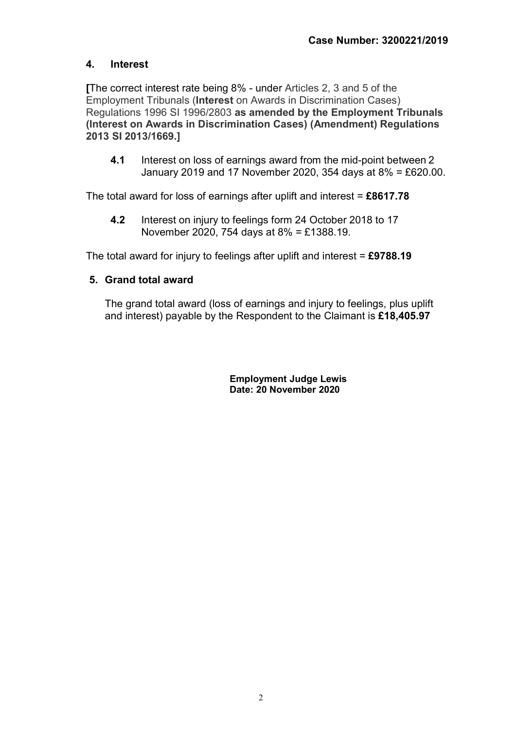**Case Number: 3200221/2019**

## 4. Interest

**[**The correct interest rate being 8% - under Articles 2, 3 and 5 of the Employment Tribunals (**Interest** on Awards in Discrimination Cases) Regulations 1996 SI 1996/2803 **as amended by the Employment Tribunals (Interest on Awards in Discrimination Cases) (Amendment) Regulations 2013 SI 2013/1669.]**

**4.1** Interest on loss of earnings award from the mid-point between 2 January 2019 and 17 November 2020, 354 days at 8% = £620.00.

The total award for loss of earnings after uplift and interest = **£8617.78**

**4.2** Interest on injury to feelings form 24 October 2018 to 17 November 2020, 754 days at 8% = £1388.19.

The total award for injury to feelings after uplift and interest = **£9788.19**

## 5. Grand total award

The grand total award (loss of earnings and injury to feelings, plus uplift and interest) payable by the Respondent to the Claimant is **£18,405.97**

**Employment Judge Lewis**
**Date: 20 November 2020**